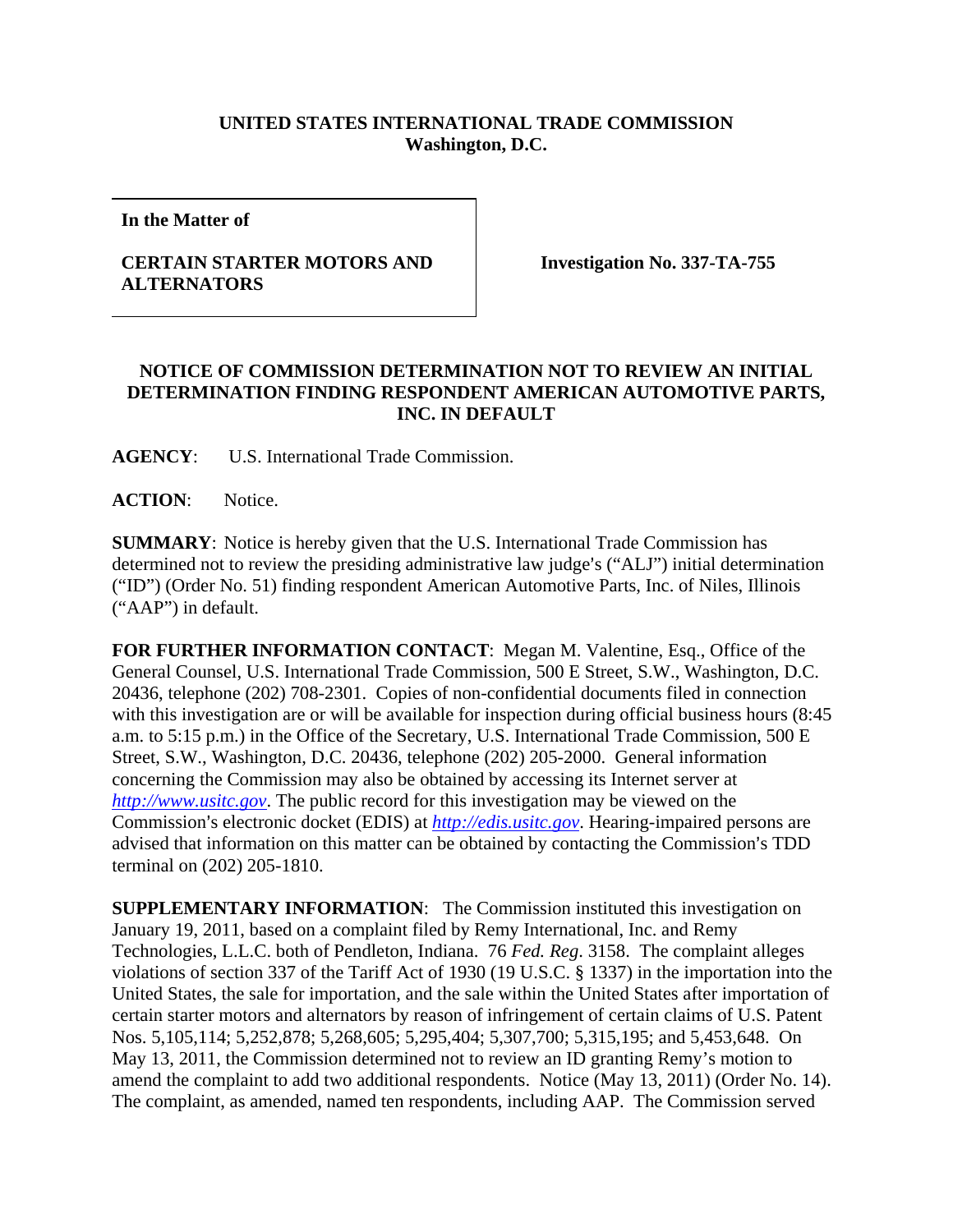**UNITED STATES INTERNATIONAL TRADE COMMISSION**
**Washington, D.C.**

**In the Matter of**

**CERTAIN STARTER MOTORS AND ALTERNATORS**

**Investigation No. 337-TA-755**

## NOTICE OF COMMISSION DETERMINATION NOT TO REVIEW AN INITIAL DETERMINATION FINDING RESPONDENT AMERICAN AUTOMOTIVE PARTS, INC. IN DEFAULT

**AGENCY**: U.S. International Trade Commission.

**ACTION**: Notice.

**SUMMARY**: Notice is hereby given that the U.S. International Trade Commission has determined not to review the presiding administrative law judge's ("ALJ") initial determination ("ID") (Order No. 51) finding respondent American Automotive Parts, Inc. of Niles, Illinois ("AAP") in default.

**FOR FURTHER INFORMATION CONTACT**: Megan M. Valentine, Esq., Office of the General Counsel, U.S. International Trade Commission, 500 E Street, S.W., Washington, D.C. 20436, telephone (202) 708-2301. Copies of non-confidential documents filed in connection with this investigation are or will be available for inspection during official business hours (8:45 a.m. to 5:15 p.m.) in the Office of the Secretary, U.S. International Trade Commission, 500 E Street, S.W., Washington, D.C. 20436, telephone (202) 205-2000. General information concerning the Commission may also be obtained by accessing its Internet server at *http://www.usitc.gov*. The public record for this investigation may be viewed on the Commission's electronic docket (EDIS) at *http://edis.usitc.gov*. Hearing-impaired persons are advised that information on this matter can be obtained by contacting the Commission's TDD terminal on (202) 205-1810.

**SUPPLEMENTARY INFORMATION**: The Commission instituted this investigation on January 19, 2011, based on a complaint filed by Remy International, Inc. and Remy Technologies, L.L.C. both of Pendleton, Indiana. 76 *Fed. Reg*. 3158. The complaint alleges violations of section 337 of the Tariff Act of 1930 (19 U.S.C. § 1337) in the importation into the United States, the sale for importation, and the sale within the United States after importation of certain starter motors and alternators by reason of infringement of certain claims of U.S. Patent Nos. 5,105,114; 5,252,878; 5,268,605; 5,295,404; 5,307,700; 5,315,195; and 5,453,648. On May 13, 2011, the Commission determined not to review an ID granting Remy's motion to amend the complaint to add two additional respondents. Notice (May 13, 2011) (Order No. 14). The complaint, as amended, named ten respondents, including AAP. The Commission served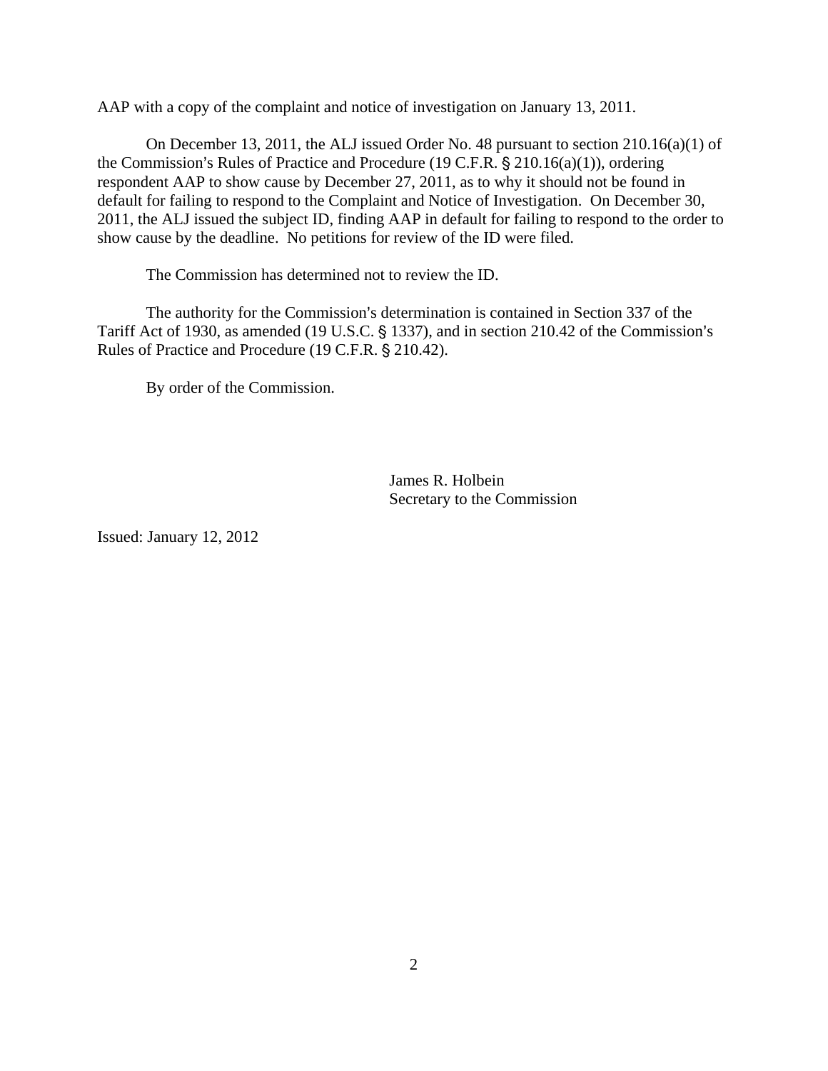AAP with a copy of the complaint and notice of investigation on January 13, 2011.

On December 13, 2011, the ALJ issued Order No. 48 pursuant to section 210.16(a)(1) of the Commission's Rules of Practice and Procedure (19 C.F.R. § 210.16(a)(1)), ordering respondent AAP to show cause by December 27, 2011, as to why it should not be found in default for failing to respond to the Complaint and Notice of Investigation. On December 30, 2011, the ALJ issued the subject ID, finding AAP in default for failing to respond to the order to show cause by the deadline. No petitions for review of the ID were filed.

The Commission has determined not to review the ID.

The authority for the Commission's determination is contained in Section 337 of the Tariff Act of 1930, as amended (19 U.S.C. § 1337), and in section 210.42 of the Commission's Rules of Practice and Procedure (19 C.F.R. § 210.42).

By order of the Commission.

James R. Holbein
Secretary to the Commission

Issued: January 12, 2012